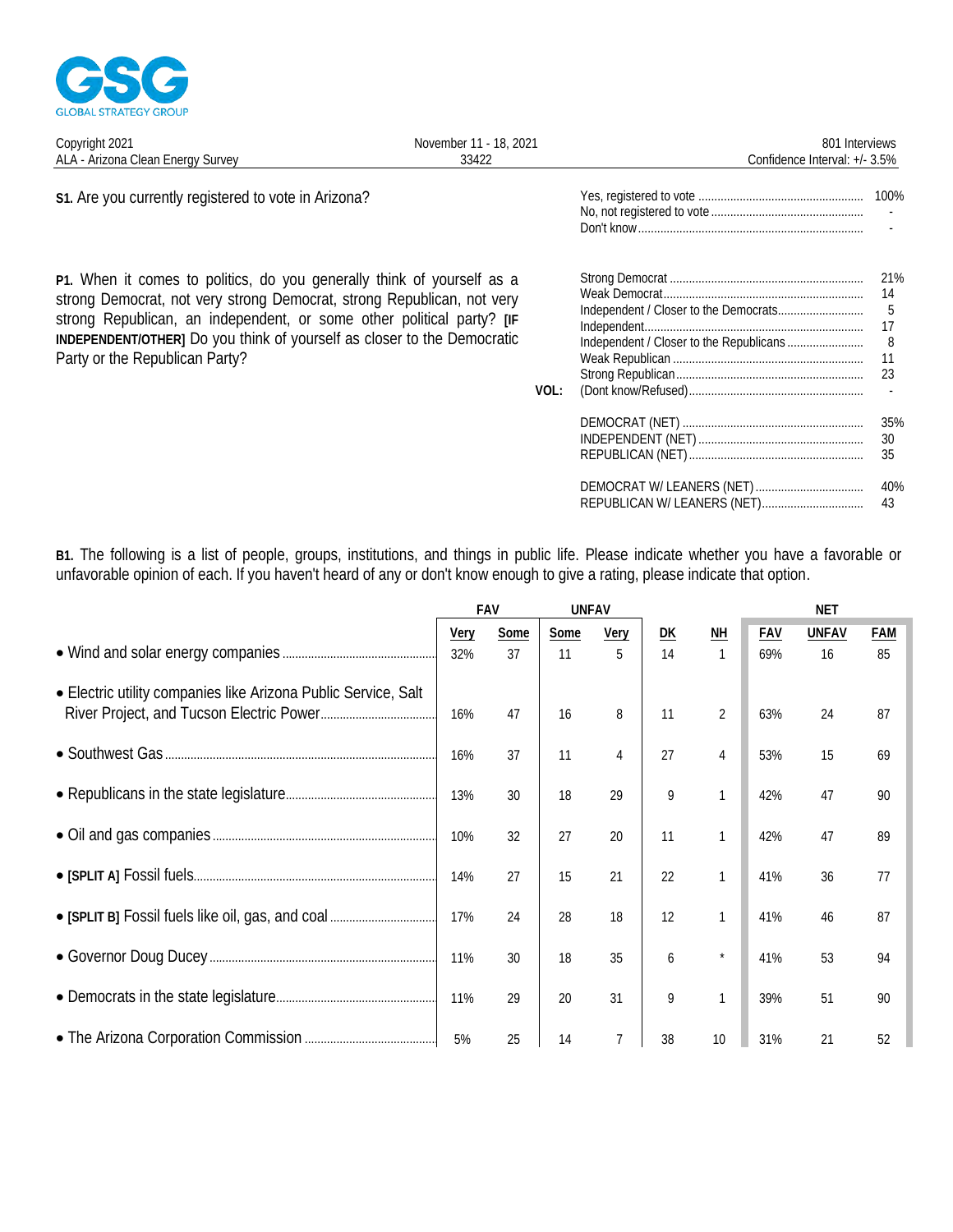GLOBAL STRATEGY GROUP

Copyright 2021
ALA - Arizona Clean Energy Survey

November 11 - 18, 2021
33422

801 Interviews
Confidence Interval: +/- 3.5%

**S1.** Are you currently registered to vote in Arizona?

| | |
|---|---|
| Yes, registered to vote | 100% |
| No, not registered to vote | - |
| Don't know | - |

**P1.** When it comes to politics, do you generally think of yourself as a strong Democrat, not very strong Democrat, strong Republican, not very strong Republican, an independent, or some other political party? **[IF INDEPENDENT/OTHER]** Do you think of yourself as closer to the Democratic Party or the Republican Party?

| | | |
|---|---|---|
| | Strong Democrat | 21% |
| | Weak Democrat | 14 |
| | Independent / Closer to the Democrats | 5 |
| | Independent | 17 |
| | Independent / Closer to the Republicans | 8 |
| | Weak Republican | 11 |
| | Strong Republican | 23 |
| VOL: | (Dont know/Refused) | - |
| | DEMOCRAT (NET) | 35% |
| | INDEPENDENT (NET) | 30 |
| | REPUBLICAN (NET) | 35 |
| | DEMOCRAT W/ LEANERS (NET) | 40% |
| | REPUBLICAN W/ LEANERS (NET) | 43 |

**B1.** The following is a list of people, groups, institutions, and things in public life. Please indicate whether you have a favorable or unfavorable opinion of each. If you haven't heard of any or don't know enough to give a rating, please indicate that option.

| | FAV | | UNFAV | | | | NET | | |
|---|---|---|---|---|---|---|---|---|---|
| | Very | Some | Some | Very | DK | NH | FAV | UNFAV | FAM |
| • Wind and solar energy companies | 32% | 37 | 11 | 5 | 14 | 1 | 69% | 16 | 85 |
| • Electric utility companies like Arizona Public Service, Salt River Project, and Tucson Electric Power | 16% | 47 | 16 | 8 | 11 | 2 | 63% | 24 | 87 |
| • Southwest Gas | 16% | 37 | 11 | 4 | 27 | 4 | 53% | 15 | 69 |
| • Republicans in the state legislature | 13% | 30 | 18 | 29 | 9 | 1 | 42% | 47 | 90 |
| • Oil and gas companies | 10% | 32 | 27 | 20 | 11 | 1 | 42% | 47 | 89 |
| • **[SPLIT A]** Fossil fuels | 14% | 27 | 15 | 21 | 22 | 1 | 41% | 36 | 77 |
| • **[SPLIT B]** Fossil fuels like oil, gas, and coal | 17% | 24 | 28 | 18 | 12 | 1 | 41% | 46 | 87 |
| • Governor Doug Ducey | 11% | 30 | 18 | 35 | 6 | * | 41% | 53 | 94 |
| • Democrats in the state legislature | 11% | 29 | 20 | 31 | 9 | 1 | 39% | 51 | 90 |
| • The Arizona Corporation Commission | 5% | 25 | 14 | 7 | 38 | 10 | 31% | 21 | 52 |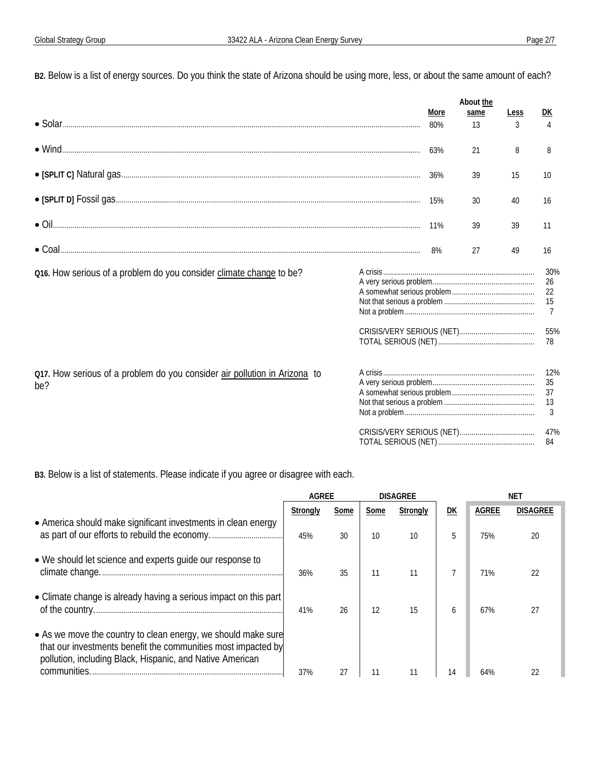**B2.** Below is a list of energy sources. Do you think the state of Arizona should be using more, less, or about the same amount of each?

| | More | About the same | Less | DK |
|---|---|---|---|---|
| • Solar | 80% | 13 | 3 | 4 |
| • Wind | 63% | 21 | 8 | 8 |
| • **[SPLIT C]** Natural gas | 36% | 39 | 15 | 10 |
| • **[SPLIT D]** Fossil gas | 15% | 30 | 40 | 16 |
| • Oil | 11% | 39 | 39 | 11 |
| • Coal | 8% | 27 | 49 | 16 |

**Q16.** How serious of a problem do you consider climate change to be?

| | |
|---|---|
| A crisis | 30% |
| A very serious problem | 26 |
| A somewhat serious problem | 22 |
| Not that serious a problem | 15 |
| Not a problem | 7 |
| | |
| CRISIS/VERY SERIOUS (NET) | 55% |
| TOTAL SERIOUS (NET) | 78 |

**Q17.** How serious of a problem do you consider air pollution in Arizona to be?

| | |
|---|---|
| A crisis | 12% |
| A very serious problem | 35 |
| A somewhat serious problem | 37 |
| Not that serious a problem | 13 |
| Not a problem | 3 |
| | |
| CRISIS/VERY SERIOUS (NET) | 47% |
| TOTAL SERIOUS (NET) | 84 |

**B3.** Below is a list of statements. Please indicate if you agree or disagree with each.

| | AGREE | | DISAGREE | | | NET | |
|---|---|---|---|---|---|---|---|
| | Strongly | Some | Some | Strongly | DK | AGREE | DISAGREE |
| • America should make significant investments in clean energy as part of our efforts to rebuild the economy. | 45% | 30 | 10 | 10 | 5 | 75% | 20 |
| • We should let science and experts guide our response to climate change. | 36% | 35 | 11 | 11 | 7 | 71% | 22 |
| • Climate change is already having a serious impact on this part of the country. | 41% | 26 | 12 | 15 | 6 | 67% | 27 |
| • As we move the country to clean energy, we should make sure that our investments benefit the communities most impacted by pollution, including Black, Hispanic, and Native American communities. | 37% | 27 | 11 | 11 | 14 | 64% | 22 |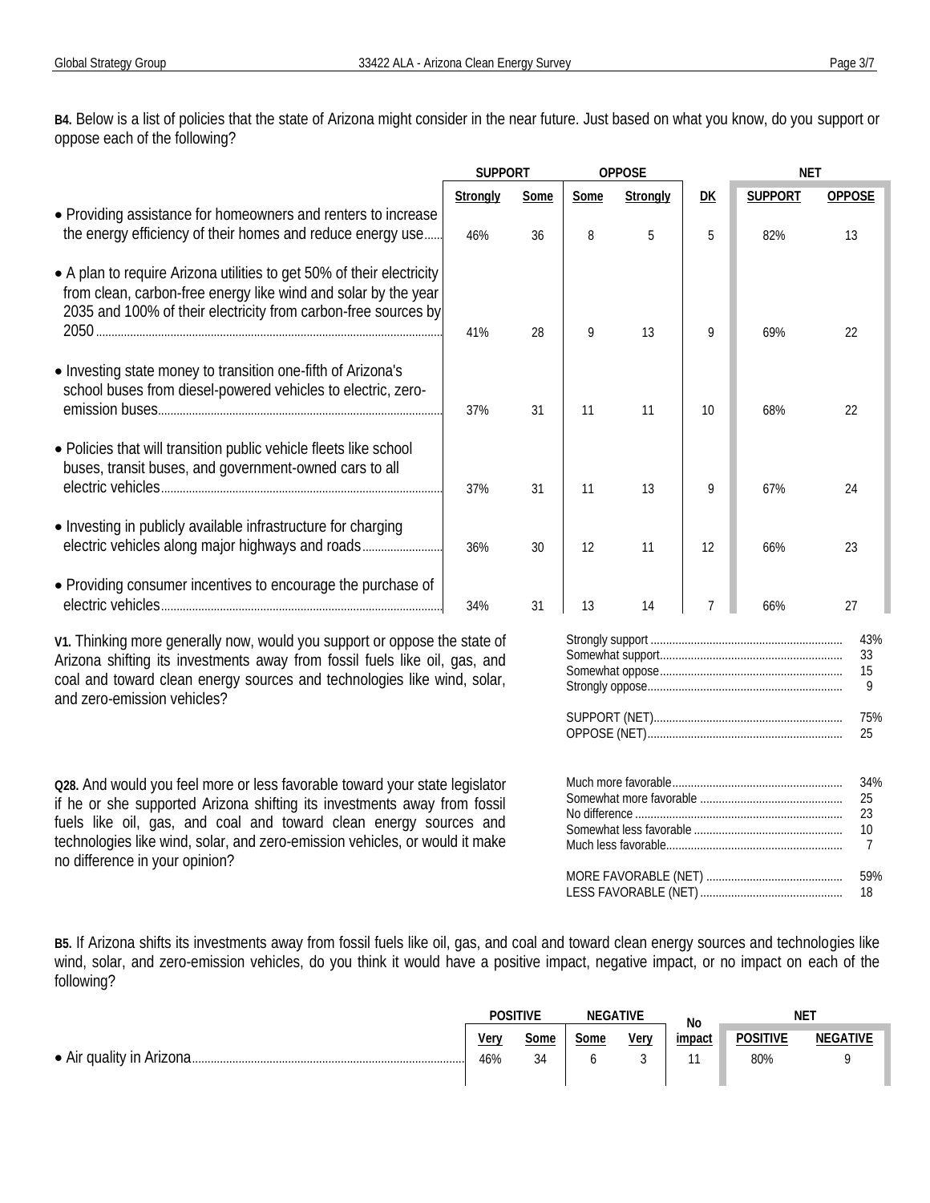**B4.** Below is a list of policies that the state of Arizona might consider in the near future. Just based on what you know, do you support or oppose each of the following?

| | SUPPORT | | OPPOSE | | | NET | |
|---|---|---|---|---|---|---|---|
| | Strongly | Some | Some | Strongly | DK | SUPPORT | OPPOSE |
| • Providing assistance for homeowners and renters to increase the energy efficiency of their homes and reduce energy use | 46% | 36 | 8 | 5 | 5 | 82% | 13 |
| • A plan to require Arizona utilities to get 50% of their electricity from clean, carbon-free energy like wind and solar by the year 2035 and 100% of their electricity from carbon-free sources by 2050 | 41% | 28 | 9 | 13 | 9 | 69% | 22 |
| • Investing state money to transition one-fifth of Arizona's school buses from diesel-powered vehicles to electric, zero-emission buses | 37% | 31 | 11 | 11 | 10 | 68% | 22 |
| • Policies that will transition public vehicle fleets like school buses, transit buses, and government-owned cars to all electric vehicles | 37% | 31 | 11 | 13 | 9 | 67% | 24 |
| • Investing in publicly available infrastructure for charging electric vehicles along major highways and roads | 36% | 30 | 12 | 11 | 12 | 66% | 23 |
| • Providing consumer incentives to encourage the purchase of electric vehicles | 34% | 31 | 13 | 14 | 7 | 66% | 27 |

**V1.** Thinking more generally now, would you support or oppose the state of Arizona shifting its investments away from fossil fuels like oil, gas, and coal and toward clean energy sources and technologies like wind, solar, and zero-emission vehicles?

| | |
|---|---|
| Strongly support | 43% |
| Somewhat support | 33 |
| Somewhat oppose | 15 |
| Strongly oppose | 9 |
| SUPPORT (NET) | 75% |
| OPPOSE (NET) | 25 |

**Q28.** And would you feel more or less favorable toward your state legislator if he or she supported Arizona shifting its investments away from fossil fuels like oil, gas, and coal and toward clean energy sources and technologies like wind, solar, and zero-emission vehicles, or would it make no difference in your opinion?

| | |
|---|---|
| Much more favorable | 34% |
| Somewhat more favorable | 25 |
| No difference | 23 |
| Somewhat less favorable | 10 |
| Much less favorable | 7 |
| MORE FAVORABLE (NET) | 59% |
| LESS FAVORABLE (NET) | 18 |

**B5.** If Arizona shifts its investments away from fossil fuels like oil, gas, and coal and toward clean energy sources and technologies like wind, solar, and zero-emission vehicles, do you think it would have a positive impact, negative impact, or no impact on each of the following?

| | POSITIVE | | NEGATIVE | | No | NET | |
|---|---|---|---|---|---|---|---|
| | Very | Some | Some | Very | impact | POSITIVE | NEGATIVE |
| • Air quality in Arizona | 46% | 34 | 6 | 3 | 11 | 80% | 9 |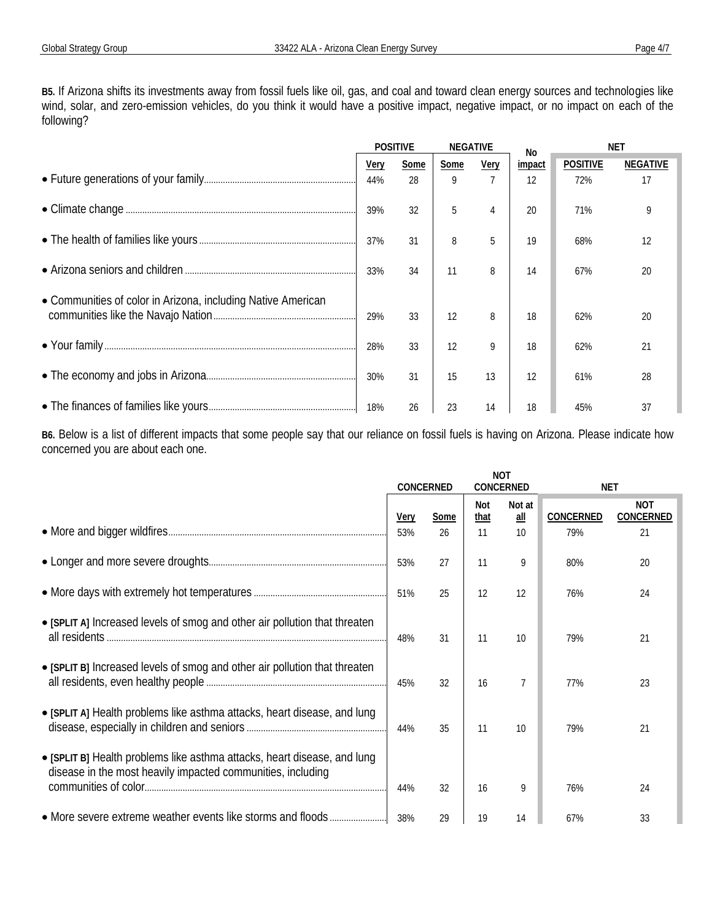**B5.** If Arizona shifts its investments away from fossil fuels like oil, gas, and coal and toward clean energy sources and technologies like wind, solar, and zero-emission vehicles, do you think it would have a positive impact, negative impact, or no impact on each of the following?

| | POSITIVE | | NEGATIVE | | No | NET | |
|---|---|---|---|---|---|---|---|
| | Very | Some | Some | Very | impact | POSITIVE | NEGATIVE |
| • Future generations of your family | 44% | 28 | 9 | 7 | 12 | 72% | 17 |
| • Climate change | 39% | 32 | 5 | 4 | 20 | 71% | 9 |
| • The health of families like yours | 37% | 31 | 8 | 5 | 19 | 68% | 12 |
| • Arizona seniors and children | 33% | 34 | 11 | 8 | 14 | 67% | 20 |
| • Communities of color in Arizona, including Native American communities like the Navajo Nation | 29% | 33 | 12 | 8 | 18 | 62% | 20 |
| • Your family | 28% | 33 | 12 | 9 | 18 | 62% | 21 |
| • The economy and jobs in Arizona | 30% | 31 | 15 | 13 | 12 | 61% | 28 |
| • The finances of families like yours | 18% | 26 | 23 | 14 | 18 | 45% | 37 |

**B6.** Below is a list of different impacts that some people say that our reliance on fossil fuels is having on Arizona. Please indicate how concerned you are about each one.

| | CONCERNED | | NOT CONCERNED | | NET | |
|---|---|---|---|---|---|---|
| | Very | Some | Not that | Not at all | CONCERNED | NOT CONCERNED |
| • More and bigger wildfires | 53% | 26 | 11 | 10 | 79% | 21 |
| • Longer and more severe droughts | 53% | 27 | 11 | 9 | 80% | 20 |
| • More days with extremely hot temperatures | 51% | 25 | 12 | 12 | 76% | 24 |
| • **[SPLIT A]** Increased levels of smog and other air pollution that threaten all residents | 48% | 31 | 11 | 10 | 79% | 21 |
| • **[SPLIT B]** Increased levels of smog and other air pollution that threaten all residents, even healthy people | 45% | 32 | 16 | 7 | 77% | 23 |
| • **[SPLIT A]** Health problems like asthma attacks, heart disease, and lung disease, especially in children and seniors | 44% | 35 | 11 | 10 | 79% | 21 |
| • **[SPLIT B]** Health problems like asthma attacks, heart disease, and lung disease in the most heavily impacted communities, including communities of color | 44% | 32 | 16 | 9 | 76% | 24 |
| • More severe extreme weather events like storms and floods | 38% | 29 | 19 | 14 | 67% | 33 |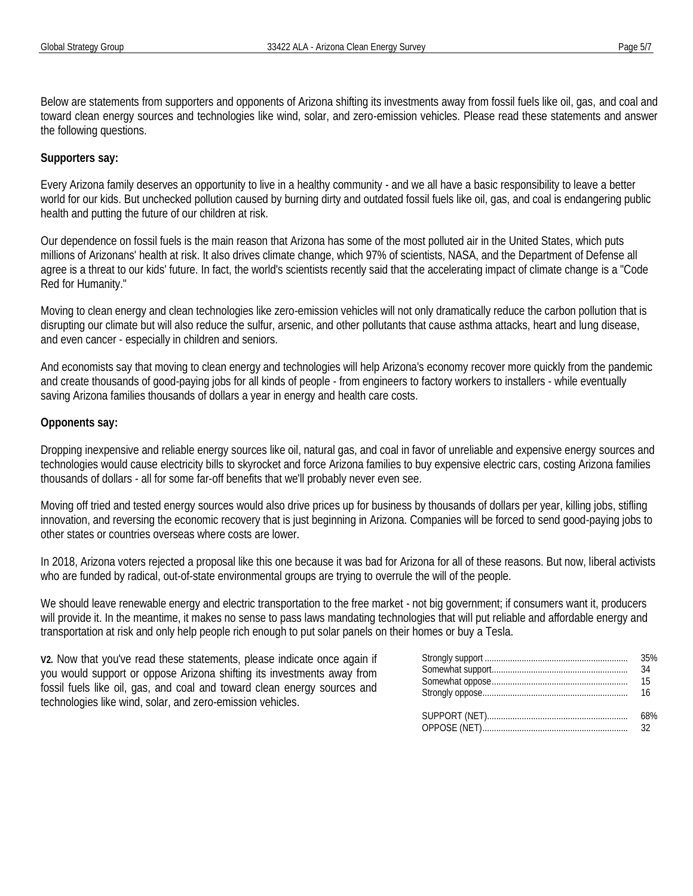Below are statements from supporters and opponents of Arizona shifting its investments away from fossil fuels like oil, gas, and coal and toward clean energy sources and technologies like wind, solar, and zero-emission vehicles. Please read these statements and answer the following questions.

**Supporters say:**

Every Arizona family deserves an opportunity to live in a healthy community - and we all have a basic responsibility to leave a better world for our kids. But unchecked pollution caused by burning dirty and outdated fossil fuels like oil, gas, and coal is endangering public health and putting the future of our children at risk.

Our dependence on fossil fuels is the main reason that Arizona has some of the most polluted air in the United States, which puts millions of Arizonans' health at risk. It also drives climate change, which 97% of scientists, NASA, and the Department of Defense all agree is a threat to our kids' future. In fact, the world's scientists recently said that the accelerating impact of climate change is a "Code Red for Humanity."

Moving to clean energy and clean technologies like zero-emission vehicles will not only dramatically reduce the carbon pollution that is disrupting our climate but will also reduce the sulfur, arsenic, and other pollutants that cause asthma attacks, heart and lung disease, and even cancer - especially in children and seniors.

And economists say that moving to clean energy and technologies will help Arizona's economy recover more quickly from the pandemic and create thousands of good-paying jobs for all kinds of people - from engineers to factory workers to installers - while eventually saving Arizona families thousands of dollars a year in energy and health care costs.

**Opponents say:**

Dropping inexpensive and reliable energy sources like oil, natural gas, and coal in favor of unreliable and expensive energy sources and technologies would cause electricity bills to skyrocket and force Arizona families to buy expensive electric cars, costing Arizona families thousands of dollars - all for some far-off benefits that we'll probably never even see.

Moving off tried and tested energy sources would also drive prices up for business by thousands of dollars per year, killing jobs, stifling innovation, and reversing the economic recovery that is just beginning in Arizona. Companies will be forced to send good-paying jobs to other states or countries overseas where costs are lower.

In 2018, Arizona voters rejected a proposal like this one because it was bad for Arizona for all of these reasons. But now, liberal activists who are funded by radical, out-of-state environmental groups are trying to overrule the will of the people.

We should leave renewable energy and electric transportation to the free market - not big government; if consumers want it, producers will provide it. In the meantime, it makes no sense to pass laws mandating technologies that will put reliable and affordable energy and transportation at risk and only help people rich enough to put solar panels on their homes or buy a Tesla.

**V2.** Now that you've read these statements, please indicate once again if you would support or oppose Arizona shifting its investments away from fossil fuels like oil, gas, and coal and toward clean energy sources and technologies like wind, solar, and zero-emission vehicles.

| Response | % |
|---|---|
| Strongly support | 35% |
| Somewhat support | 34 |
| Somewhat oppose | 15 |
| Strongly oppose | 16 |
| SUPPORT (NET) | 68% |
| OPPOSE (NET) | 32 |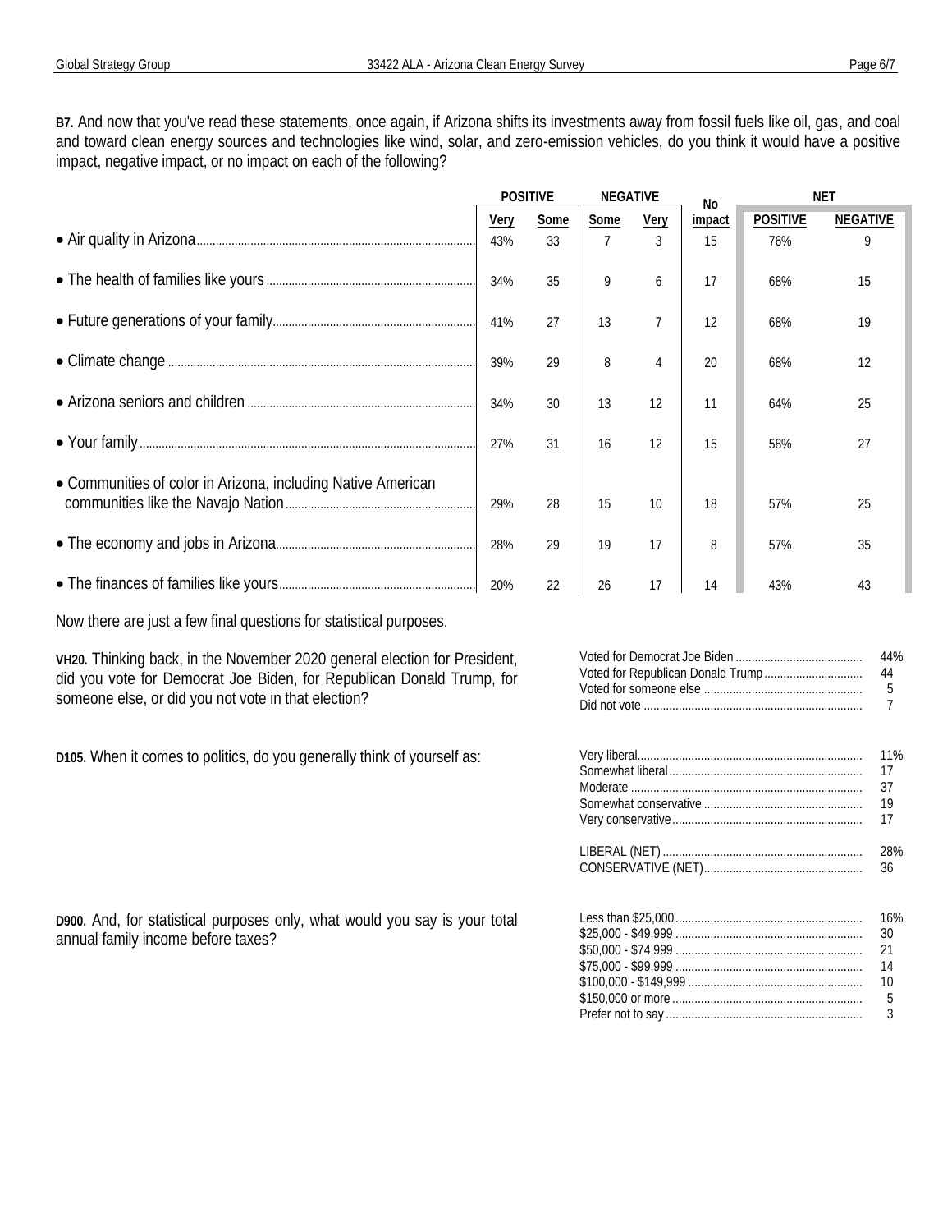**B7.** And now that you've read these statements, once again, if Arizona shifts its investments away from fossil fuels like oil, gas, and coal and toward clean energy sources and technologies like wind, solar, and zero-emission vehicles, do you think it would have a positive impact, negative impact, or no impact on each of the following?

| | POSITIVE | | NEGATIVE | | No | NET | |
|---|---|---|---|---|---|---|---|
| | Very | Some | Some | Very | impact | POSITIVE | NEGATIVE |
| • Air quality in Arizona | 43% | 33 | 7 | 3 | 15 | 76% | 9 |
| • The health of families like yours | 34% | 35 | 9 | 6 | 17 | 68% | 15 |
| • Future generations of your family | 41% | 27 | 13 | 7 | 12 | 68% | 19 |
| • Climate change | 39% | 29 | 8 | 4 | 20 | 68% | 12 |
| • Arizona seniors and children | 34% | 30 | 13 | 12 | 11 | 64% | 25 |
| • Your family | 27% | 31 | 16 | 12 | 15 | 58% | 27 |
| • Communities of color in Arizona, including Native American communities like the Navajo Nation | 29% | 28 | 15 | 10 | 18 | 57% | 25 |
| • The economy and jobs in Arizona | 28% | 29 | 19 | 17 | 8 | 57% | 35 |
| • The finances of families like yours | 20% | 22 | 26 | 17 | 14 | 43% | 43 |

Now there are just a few final questions for statistical purposes.

**VH20.** Thinking back, in the November 2020 general election for President, did you vote for Democrat Joe Biden, for Republican Donald Trump, for someone else, or did you not vote in that election?

| | |
|---|---|
| Voted for Democrat Joe Biden | 44% |
| Voted for Republican Donald Trump | 44 |
| Voted for someone else | 5 |
| Did not vote | 7 |

**D105.** When it comes to politics, do you generally think of yourself as:

| | |
|---|---|
| Very liberal | 11% |
| Somewhat liberal | 17 |
| Moderate | 37 |
| Somewhat conservative | 19 |
| Very conservative | 17 |
| LIBERAL (NET) | 28% |
| CONSERVATIVE (NET) | 36 |

**D900.** And, for statistical purposes only, what would you say is your total annual family income before taxes?

| | |
|---|---|
| Less than $25,000 | 16% |
| $25,000 - $49,999 | 30 |
| $50,000 - $74,999 | 21 |
| $75,000 - $99,999 | 14 |
| $100,000 - $149,999 | 10 |
| $150,000 or more | 5 |
| Prefer not to say | 3 |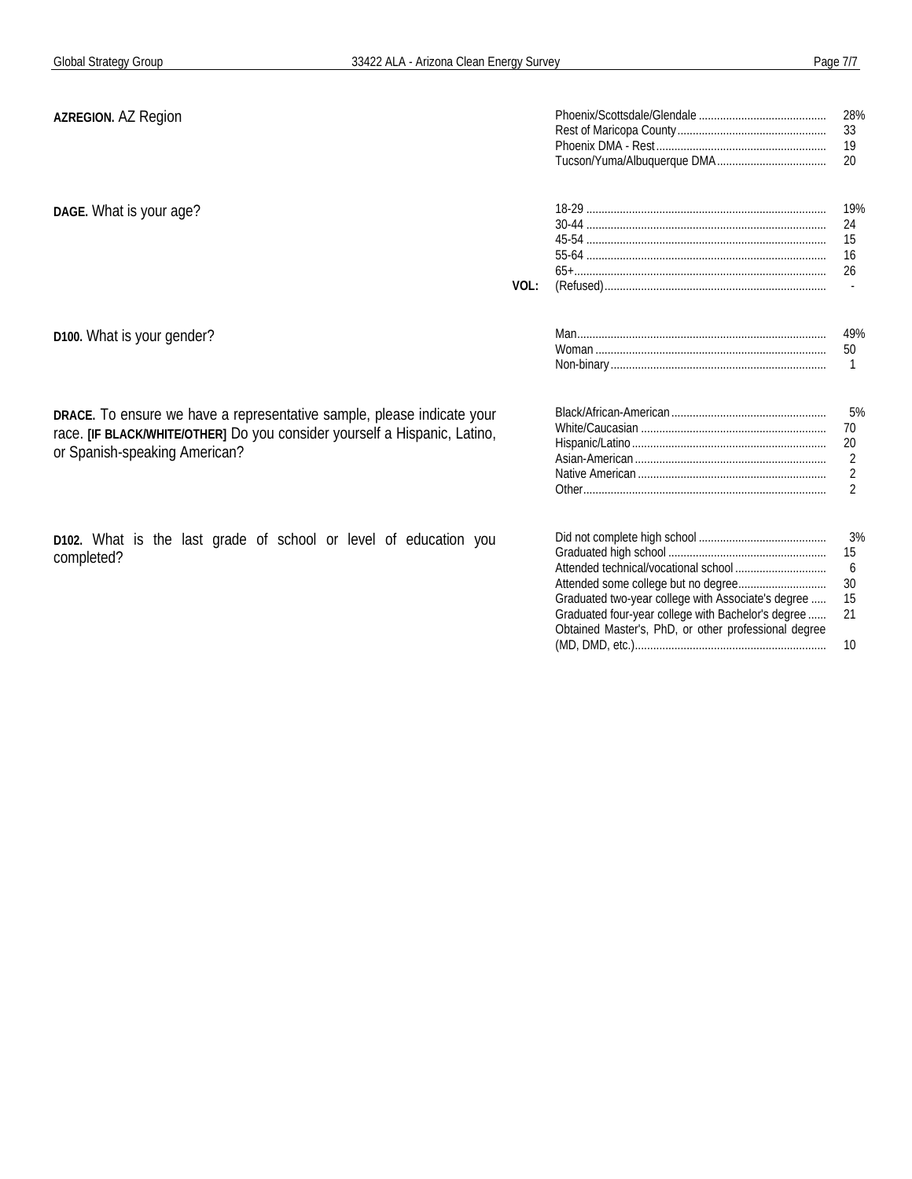**AZREGION.** AZ Region

| | |
|---|---|
| Phoenix/Scottsdale/Glendale | 28% |
| Rest of Maricopa County | 33 |
| Phoenix DMA - Rest | 19 |
| Tucson/Yuma/Albuquerque DMA | 20 |

**DAGE.** What is your age?

| | | |
|---|---|---|
| | 18-29 | 19% |
| | 30-44 | 24 |
| | 45-54 | 15 |
| | 55-64 | 16 |
| | 65+ | 26 |
| VOL: | (Refused) | - |

**D100.** What is your gender?

| | |
|---|---|
| Man | 49% |
| Woman | 50 |
| Non-binary | 1 |

**DRACE.** To ensure we have a representative sample, please indicate your race. **[IF BLACK/WHITE/OTHER]** Do you consider yourself a Hispanic, Latino, or Spanish-speaking American?

| | |
|---|---|
| Black/African-American | 5% |
| White/Caucasian | 70 |
| Hispanic/Latino | 20 |
| Asian-American | 2 |
| Native American | 2 |
| Other | 2 |

**D102.** What is the last grade of school or level of education you completed?

| | |
|---|---|
| Did not complete high school | 3% |
| Graduated high school | 15 |
| Attended technical/vocational school | 6 |
| Attended some college but no degree | 30 |
| Graduated two-year college with Associate's degree | 15 |
| Graduated four-year college with Bachelor's degree | 21 |
| Obtained Master's, PhD, or other professional degree (MD, DMD, etc.) | 10 |